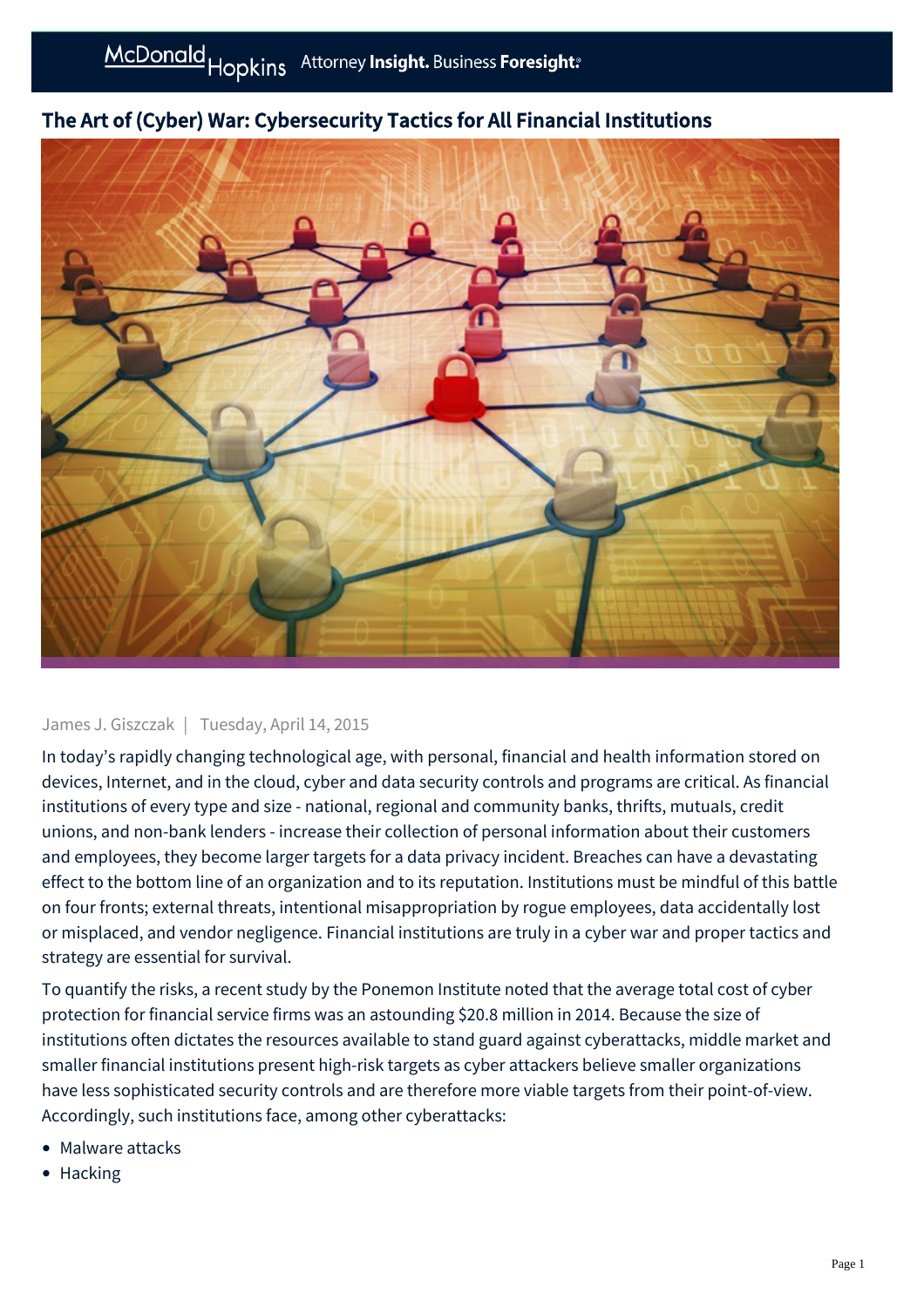# The Art of (Cyber) War: Cybersecurity Tactics for All Financial Institutions

James J. Giszczak | Tuesday, April 14, 2015

In today's rapidly changing technological age, with personal, financial and health information stored on devices, Internet, and in the cloud, cyber and data security controls and programs are critical. As financial institutions of every type and size - national, regional and community banks, thrifts, mutuals, credit unions, and non-bank lenders - increase their collection of personal information about their customers and employees, they become larger targets for a data privacy incident. Breaches can have a devastating effect to the bottom line of an organization and to its reputation. Institutions must be mindful of this battle on four fronts; external threats, intentional misappropriation by rogue employees, data accidentally lost or misplaced, and vendor negligence. Financial institutions are truly in a cyber war and proper tactics and strategy are essential for survival.

To quantify the risks, a recent study by the Ponemon Institute noted that the average total cost of cyber protection for financial service firms was an astounding $20.8 million in 2014. Because the size of institutions often dictates the resources available to stand guard against cyberattacks, middle market and smaller financial institutions present high-risk targets as cyber attackers believe smaller organizations have less sophisticated security controls and are therefore more viable targets from their point-of-view. Accordingly, such institutions face, among other cyberattacks:

- Malware attacks
- Hacking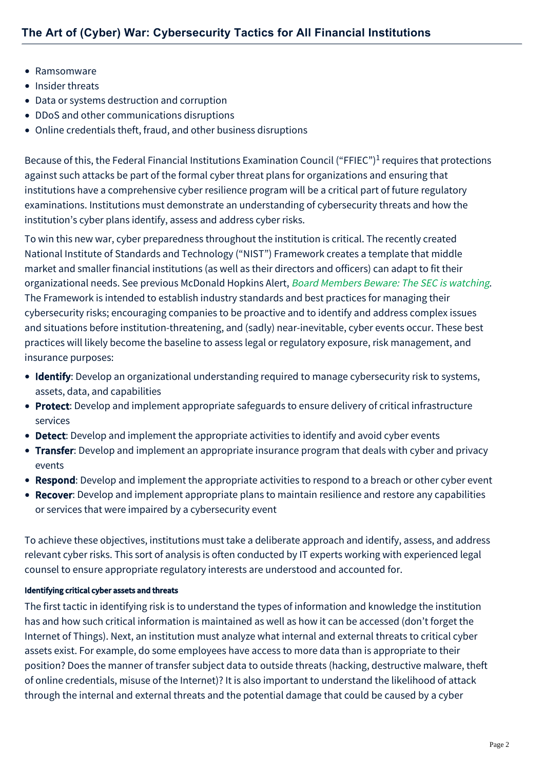- Ramsomware
- Insider threats
- Data or systems destruction and corruption
- DDoS and other communications disruptions
- Online credentials theft, fraud, and other business disruptions

Because of this, the Federal Financial Institutions Examination Council ("FFIEC")[1] requires that protections against such attacks be part of the formal cyber threat plans for organizations and ensuring that institutions have a comprehensive cyber resilience program will be a critical part of future regulatory examinations. Institutions must demonstrate an understanding of cybersecurity threats and how the institution's cyber plans identify, assess and address cyber risks.

To win this new war, cyber preparedness throughout the institution is critical. The recently created National Institute of Standards and Technology ("NIST") Framework creates a template that middle market and smaller financial institutions (as well as their directors and officers) can adapt to fit their organizational needs. See previous McDonald Hopkins Alert, *Board Members Beware: The SEC is watching*. The Framework is intended to establish industry standards and best practices for managing their cybersecurity risks; encouraging companies to be proactive and to identify and address complex issues and situations before institution-threatening, and (sadly) near-inevitable, cyber events occur. These best practices will likely become the baseline to assess legal or regulatory exposure, risk management, and insurance purposes:

- **Identify**: Develop an organizational understanding required to manage cybersecurity risk to systems, assets, data, and capabilities
- **Protect**: Develop and implement appropriate safeguards to ensure delivery of critical infrastructure services
- **Detect**: Develop and implement the appropriate activities to identify and avoid cyber events
- **Transfer**: Develop and implement an appropriate insurance program that deals with cyber and privacy events
- **Respond**: Develop and implement the appropriate activities to respond to a breach or other cyber event
- **Recover**: Develop and implement appropriate plans to maintain resilience and restore any capabilities or services that were impaired by a cybersecurity event

To achieve these objectives, institutions must take a deliberate approach and identify, assess, and address relevant cyber risks. This sort of analysis is often conducted by IT experts working with experienced legal counsel to ensure appropriate regulatory interests are understood and accounted for.

#### Identifying critical cyber assets and threats

The first tactic in identifying risk is to understand the types of information and knowledge the institution has and how such critical information is maintained as well as how it can be accessed (don't forget the Internet of Things). Next, an institution must analyze what internal and external threats to critical cyber assets exist. For example, do some employees have access to more data than is appropriate to their position? Does the manner of transfer subject data to outside threats (hacking, destructive malware, theft of online credentials, misuse of the Internet)? It is also important to understand the likelihood of attack through the internal and external threats and the potential damage that could be caused by a cyber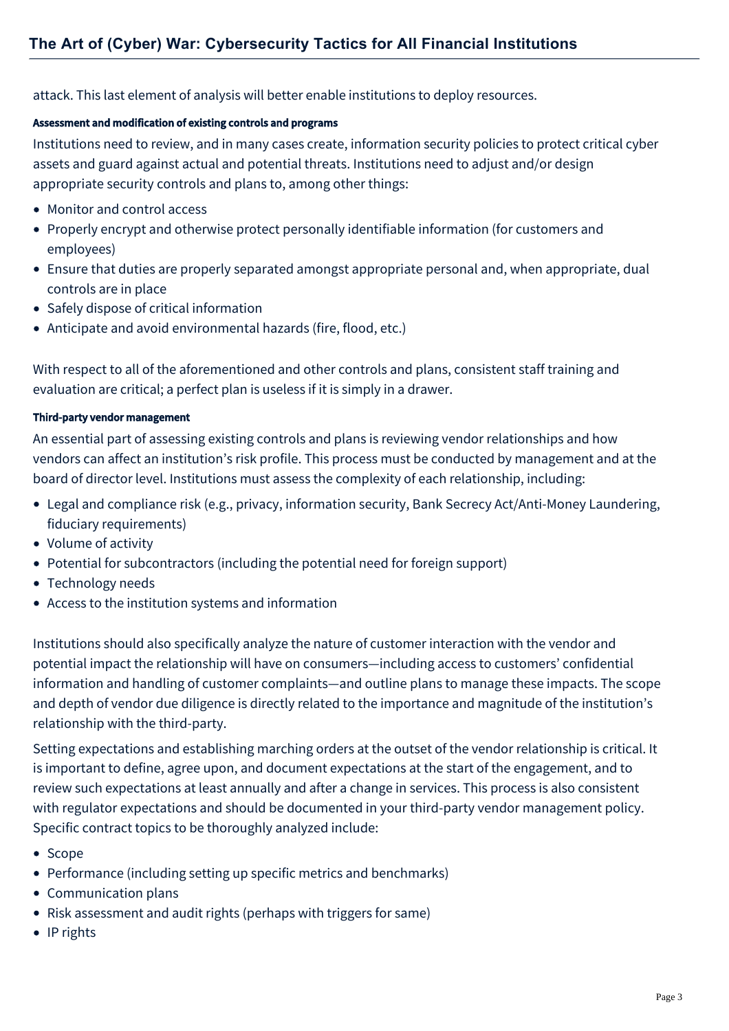attack. This last element of analysis will better enable institutions to deploy resources.

#### Assessment and modification of existing controls and programs

Institutions need to review, and in many cases create, information security policies to protect critical cyber assets and guard against actual and potential threats. Institutions need to adjust and/or design appropriate security controls and plans to, among other things:

- Monitor and control access
- Properly encrypt and otherwise protect personally identifiable information (for customers and employees)
- Ensure that duties are properly separated amongst appropriate personal and, when appropriate, dual controls are in place
- Safely dispose of critical information
- Anticipate and avoid environmental hazards (fire, flood, etc.)

With respect to all of the aforementioned and other controls and plans, consistent staff training and evaluation are critical; a perfect plan is useless if it is simply in a drawer.

#### Third-party vendor management

An essential part of assessing existing controls and plans is reviewing vendor relationships and how vendors can affect an institution's risk profile. This process must be conducted by management and at the board of director level. Institutions must assess the complexity of each relationship, including:

- Legal and compliance risk (e.g., privacy, information security, Bank Secrecy Act/Anti-Money Laundering, fiduciary requirements)
- Volume of activity
- Potential for subcontractors (including the potential need for foreign support)
- Technology needs
- Access to the institution systems and information

Institutions should also specifically analyze the nature of customer interaction with the vendor and potential impact the relationship will have on consumers—including access to customers' confidential information and handling of customer complaints—and outline plans to manage these impacts. The scope and depth of vendor due diligence is directly related to the importance and magnitude of the institution's relationship with the third-party.

Setting expectations and establishing marching orders at the outset of the vendor relationship is critical. It is important to define, agree upon, and document expectations at the start of the engagement, and to review such expectations at least annually and after a change in services. This process is also consistent with regulator expectations and should be documented in your third-party vendor management policy. Specific contract topics to be thoroughly analyzed include:

- Scope
- Performance (including setting up specific metrics and benchmarks)
- Communication plans
- Risk assessment and audit rights (perhaps with triggers for same)
- IP rights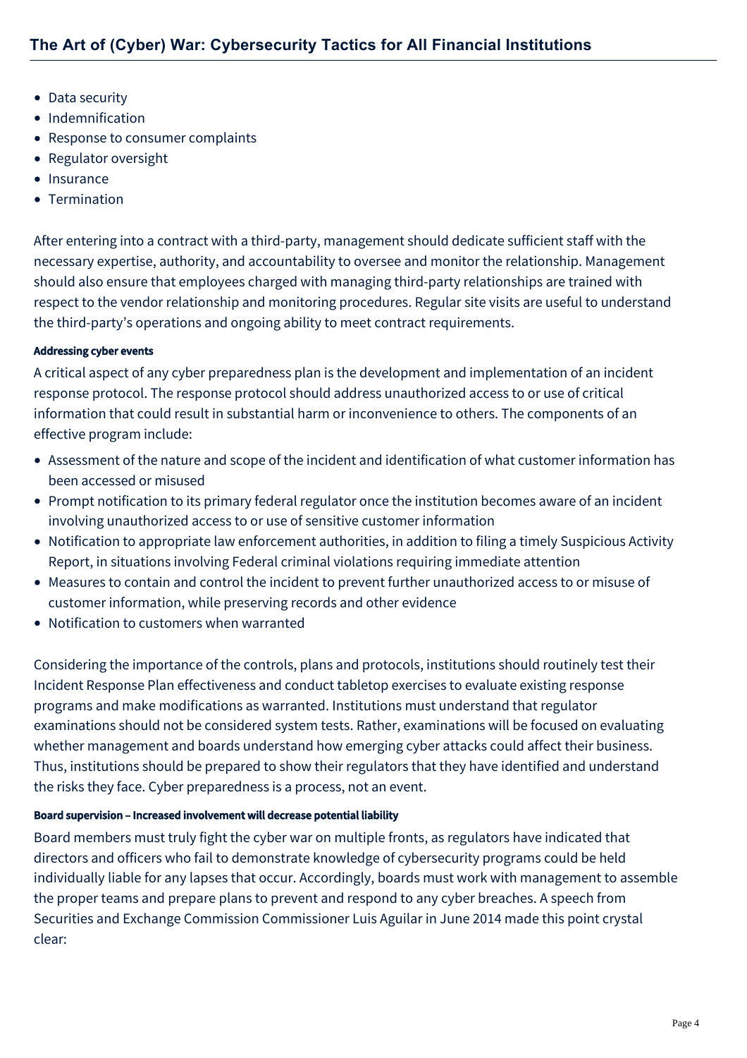- Data security
- Indemnification
- Response to consumer complaints
- Regulator oversight
- Insurance
- Termination

After entering into a contract with a third-party, management should dedicate sufficient staff with the necessary expertise, authority, and accountability to oversee and monitor the relationship. Management should also ensure that employees charged with managing third-party relationships are trained with respect to the vendor relationship and monitoring procedures. Regular site visits are useful to understand the third-party's operations and ongoing ability to meet contract requirements.

#### Addressing cyber events

A critical aspect of any cyber preparedness plan is the development and implementation of an incident response protocol. The response protocol should address unauthorized access to or use of critical information that could result in substantial harm or inconvenience to others. The components of an effective program include:

- Assessment of the nature and scope of the incident and identification of what customer information has been accessed or misused
- Prompt notification to its primary federal regulator once the institution becomes aware of an incident involving unauthorized access to or use of sensitive customer information
- Notification to appropriate law enforcement authorities, in addition to filing a timely Suspicious Activity Report, in situations involving Federal criminal violations requiring immediate attention
- Measures to contain and control the incident to prevent further unauthorized access to or misuse of customer information, while preserving records and other evidence
- Notification to customers when warranted

Considering the importance of the controls, plans and protocols, institutions should routinely test their Incident Response Plan effectiveness and conduct tabletop exercises to evaluate existing response programs and make modifications as warranted. Institutions must understand that regulator examinations should not be considered system tests. Rather, examinations will be focused on evaluating whether management and boards understand how emerging cyber attacks could affect their business. Thus, institutions should be prepared to show their regulators that they have identified and understand the risks they face. Cyber preparedness is a process, not an event.

#### Board supervision – Increased involvement will decrease potential liability

Board members must truly fight the cyber war on multiple fronts, as regulators have indicated that directors and officers who fail to demonstrate knowledge of cybersecurity programs could be held individually liable for any lapses that occur. Accordingly, boards must work with management to assemble the proper teams and prepare plans to prevent and respond to any cyber breaches. A speech from Securities and Exchange Commission Commissioner Luis Aguilar in June 2014 made this point crystal clear: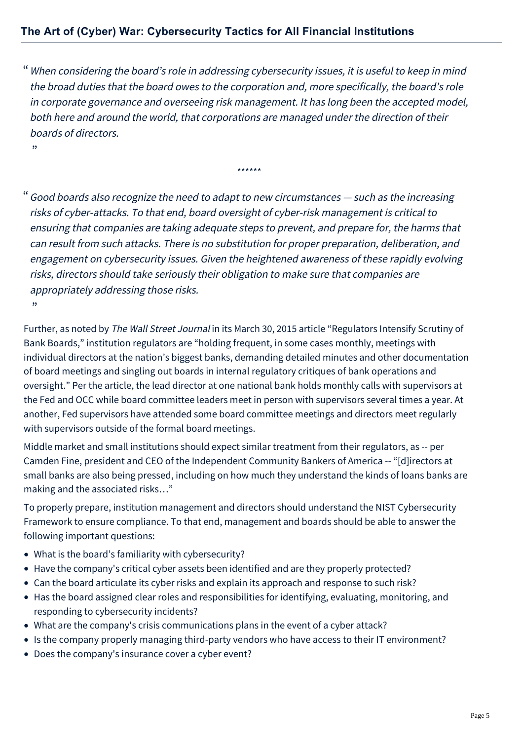> “ *When considering the board’s role in addressing cybersecurity issues, it is useful to keep in mind the broad duties that the board owes to the corporation and, more specifically, the board’s role in corporate governance and overseeing risk management. It has long been the accepted model, both here and around the world, that corporations are managed under the direction of their boards of directors.* ”

******

> “ *Good boards also recognize the need to adapt to new circumstances — such as the increasing risks of cyber-attacks. To that end, board oversight of cyber-risk management is critical to ensuring that companies are taking adequate steps to prevent, and prepare for, the harms that can result from such attacks. There is no substitution for proper preparation, deliberation, and engagement on cybersecurity issues. Given the heightened awareness of these rapidly evolving risks, directors should take seriously their obligation to make sure that companies are appropriately addressing those risks.* ”

Further, as noted by *The Wall Street Journal* in its March 30, 2015 article “Regulators Intensify Scrutiny of Bank Boards,” institution regulators are “holding frequent, in some cases monthly, meetings with individual directors at the nation’s biggest banks, demanding detailed minutes and other documentation of board meetings and singling out boards in internal regulatory critiques of bank operations and oversight.” Per the article, the lead director at one national bank holds monthly calls with supervisors at the Fed and OCC while board committee leaders meet in person with supervisors several times a year. At another, Fed supervisors have attended some board committee meetings and directors meet regularly with supervisors outside of the formal board meetings.

Middle market and small institutions should expect similar treatment from their regulators, as -- per Camden Fine, president and CEO of the Independent Community Bankers of America -- “[d]irectors at small banks are also being pressed, including on how much they understand the kinds of loans banks are making and the associated risks…”

To properly prepare, institution management and directors should understand the NIST Cybersecurity Framework to ensure compliance. To that end, management and boards should be able to answer the following important questions:

- What is the board’s familiarity with cybersecurity?
- Have the company's critical cyber assets been identified and are they properly protected?
- Can the board articulate its cyber risks and explain its approach and response to such risk?
- Has the board assigned clear roles and responsibilities for identifying, evaluating, monitoring, and responding to cybersecurity incidents?
- What are the company's crisis communications plans in the event of a cyber attack?
- Is the company properly managing third-party vendors who have access to their IT environment?
- Does the company's insurance cover a cyber event?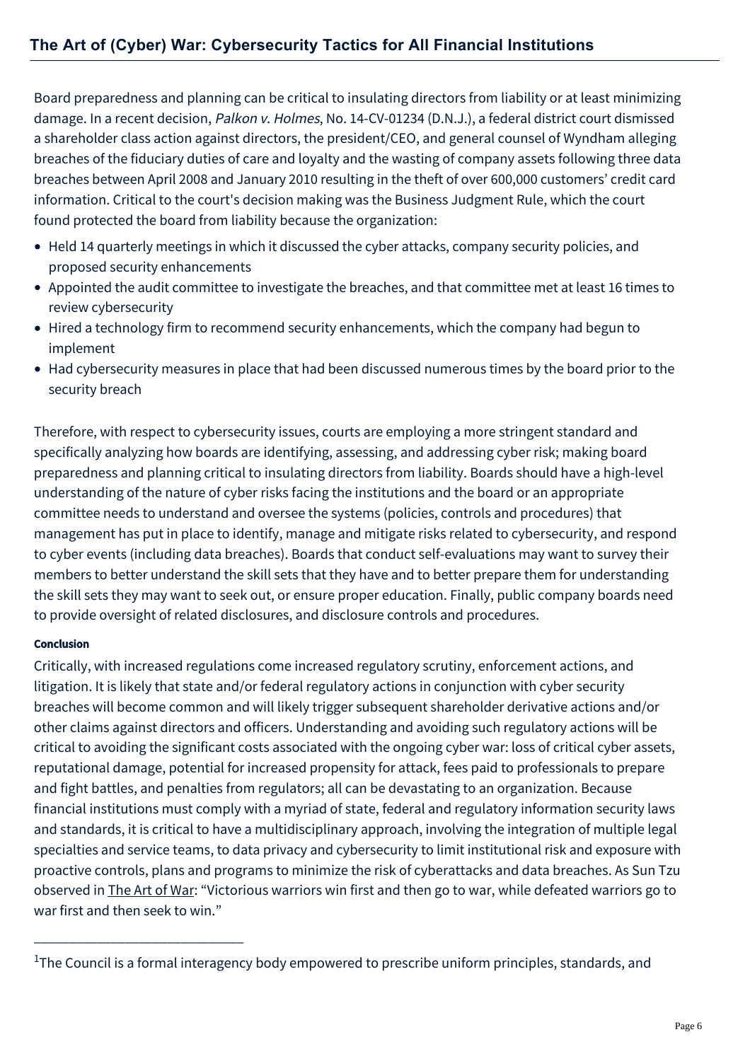Board preparedness and planning can be critical to insulating directors from liability or at least minimizing damage. In a recent decision, *Palkon v. Holmes*, No. 14-CV-01234 (D.N.J.), a federal district court dismissed a shareholder class action against directors, the president/CEO, and general counsel of Wyndham alleging breaches of the fiduciary duties of care and loyalty and the wasting of company assets following three data breaches between April 2008 and January 2010 resulting in the theft of over 600,000 customers' credit card information. Critical to the court's decision making was the Business Judgment Rule, which the court found protected the board from liability because the organization:

- Held 14 quarterly meetings in which it discussed the cyber attacks, company security policies, and proposed security enhancements
- Appointed the audit committee to investigate the breaches, and that committee met at least 16 times to review cybersecurity
- Hired a technology firm to recommend security enhancements, which the company had begun to implement
- Had cybersecurity measures in place that had been discussed numerous times by the board prior to the security breach

Therefore, with respect to cybersecurity issues, courts are employing a more stringent standard and specifically analyzing how boards are identifying, assessing, and addressing cyber risk; making board preparedness and planning critical to insulating directors from liability. Boards should have a high-level understanding of the nature of cyber risks facing the institutions and the board or an appropriate committee needs to understand and oversee the systems (policies, controls and procedures) that management has put in place to identify, manage and mitigate risks related to cybersecurity, and respond to cyber events (including data breaches). Boards that conduct self-evaluations may want to survey their members to better understand the skill sets that they have and to better prepare them for understanding the skill sets they may want to seek out, or ensure proper education. Finally, public company boards need to provide oversight of related disclosures, and disclosure controls and procedures.

**Conclusion**

Critically, with increased regulations come increased regulatory scrutiny, enforcement actions, and litigation. It is likely that state and/or federal regulatory actions in conjunction with cyber security breaches will become common and will likely trigger subsequent shareholder derivative actions and/or other claims against directors and officers. Understanding and avoiding such regulatory actions will be critical to avoiding the significant costs associated with the ongoing cyber war: loss of critical cyber assets, reputational damage, potential for increased propensity for attack, fees paid to professionals to prepare and fight battles, and penalties from regulators; all can be devastating to an organization. Because financial institutions must comply with a myriad of state, federal and regulatory information security laws and standards, it is critical to have a multidisciplinary approach, involving the integration of multiple legal specialties and service teams, to data privacy and cybersecurity to limit institutional risk and exposure with proactive controls, plans and programs to minimize the risk of cyberattacks and data breaches. As Sun Tzu observed in The Art of War: "Victorious warriors win first and then go to war, while defeated warriors go to war first and then seek to win."

---

[1]The Council is a formal interagency body empowered to prescribe uniform principles, standards, and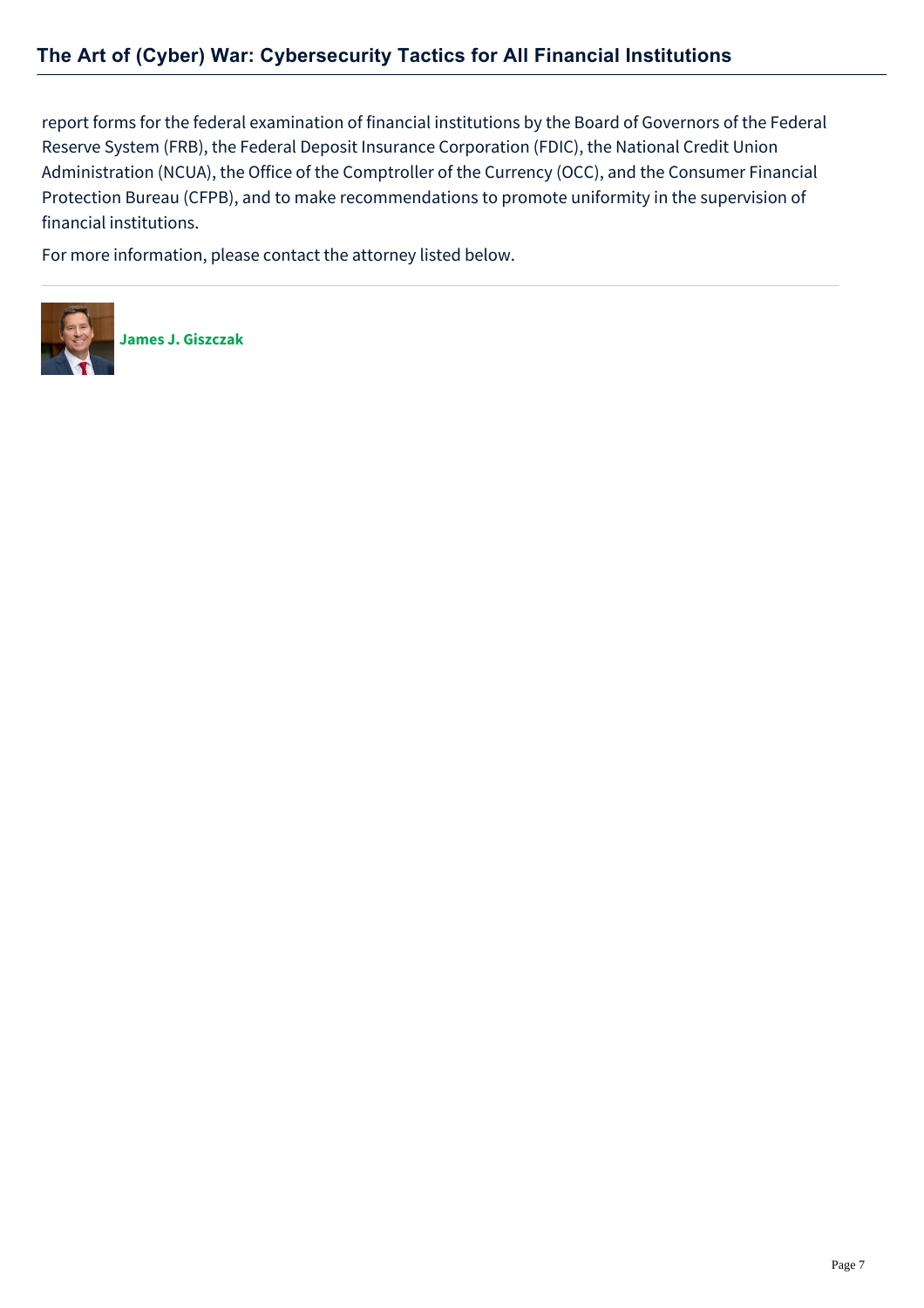report forms for the federal examination of financial institutions by the Board of Governors of the Federal Reserve System (FRB), the Federal Deposit Insurance Corporation (FDIC), the National Credit Union Administration (NCUA), the Office of the Comptroller of the Currency (OCC), and the Consumer Financial Protection Bureau (CFPB), and to make recommendations to promote uniformity in the supervision of financial institutions.

For more information, please contact the attorney listed below.

---

**James J. Giszczak**